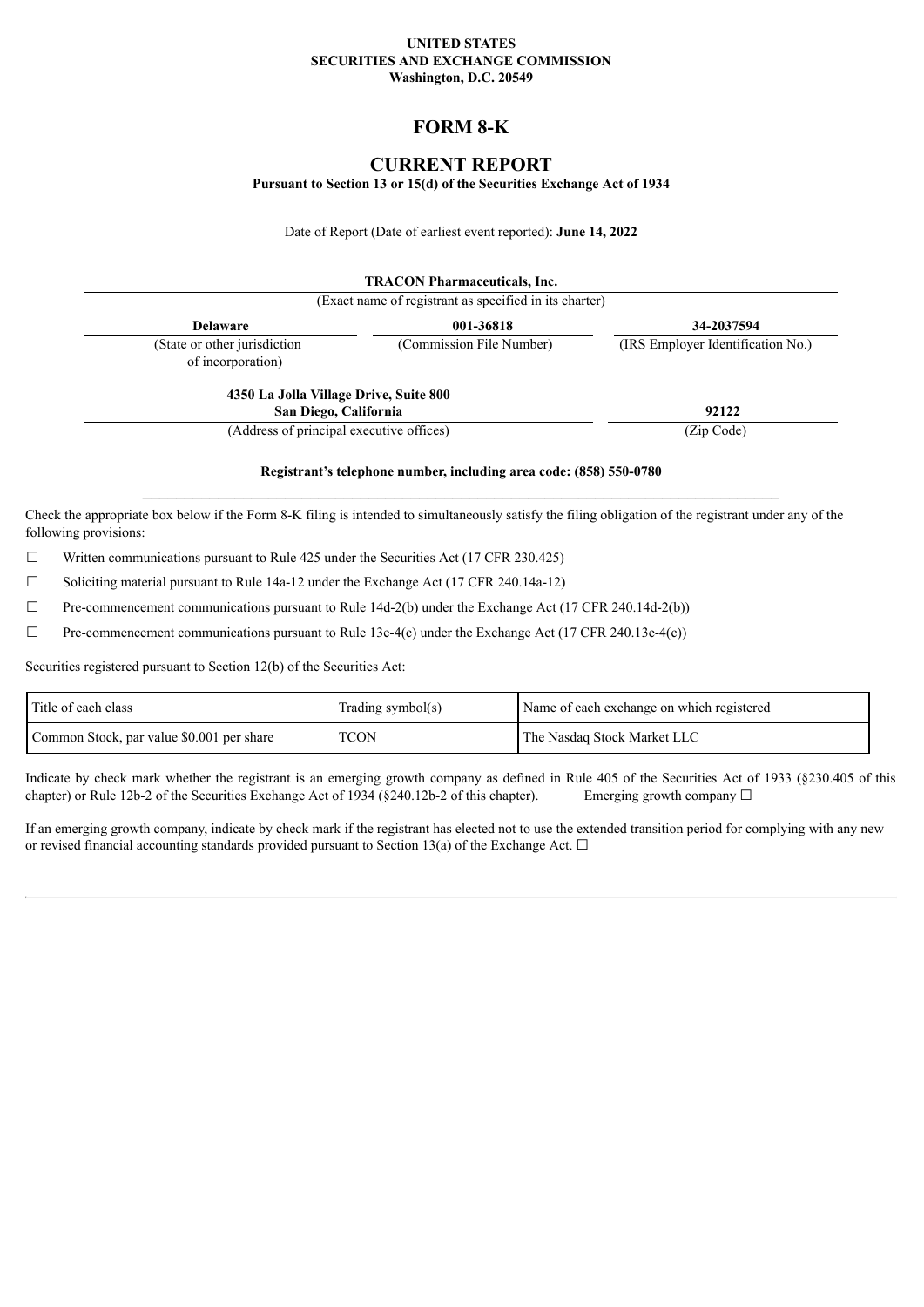**UNITED STATES**
**SECURITIES AND EXCHANGE COMMISSION**
**Washington, D.C. 20549**

# FORM 8-K

## CURRENT REPORT

**Pursuant to Section 13 or 15(d) of the Securities Exchange Act of 1934**

Date of Report (Date of earliest event reported): **June 14, 2022**

**TRACON Pharmaceuticals, Inc.**
(Exact name of registrant as specified in its charter)

| **Delaware** | **001-36818** | **34-2037594** |
|---|---|---|
| (State or other jurisdiction of incorporation) | (Commission File Number) | (IRS Employer Identification No.) |

| **4350 La Jolla Village Drive, Suite 800 San Diego, California** | **92122** |
|---|---|
| (Address of principal executive offices) | (Zip Code) |

**Registrant's telephone number, including area code: (858) 550-0780**

Check the appropriate box below if the Form 8-K filing is intended to simultaneously satisfy the filing obligation of the registrant under any of the following provisions:

☐ Written communications pursuant to Rule 425 under the Securities Act (17 CFR 230.425)

☐ Soliciting material pursuant to Rule 14a-12 under the Exchange Act (17 CFR 240.14a-12)

☐ Pre-commencement communications pursuant to Rule 14d-2(b) under the Exchange Act (17 CFR 240.14d-2(b))

☐ Pre-commencement communications pursuant to Rule 13e-4(c) under the Exchange Act (17 CFR 240.13e-4(c))

Securities registered pursuant to Section 12(b) of the Securities Act:

| Title of each class | Trading symbol(s) | Name of each exchange on which registered |
|---|---|---|
| Common Stock, par value $0.001 per share | TCON | The Nasdaq Stock Market LLC |

Indicate by check mark whether the registrant is an emerging growth company as defined in Rule 405 of the Securities Act of 1933 (§230.405 of this chapter) or Rule 12b-2 of the Securities Exchange Act of 1934 (§240.12b-2 of this chapter). Emerging growth company ☐

If an emerging growth company, indicate by check mark if the registrant has elected not to use the extended transition period for complying with any new or revised financial accounting standards provided pursuant to Section 13(a) of the Exchange Act. ☐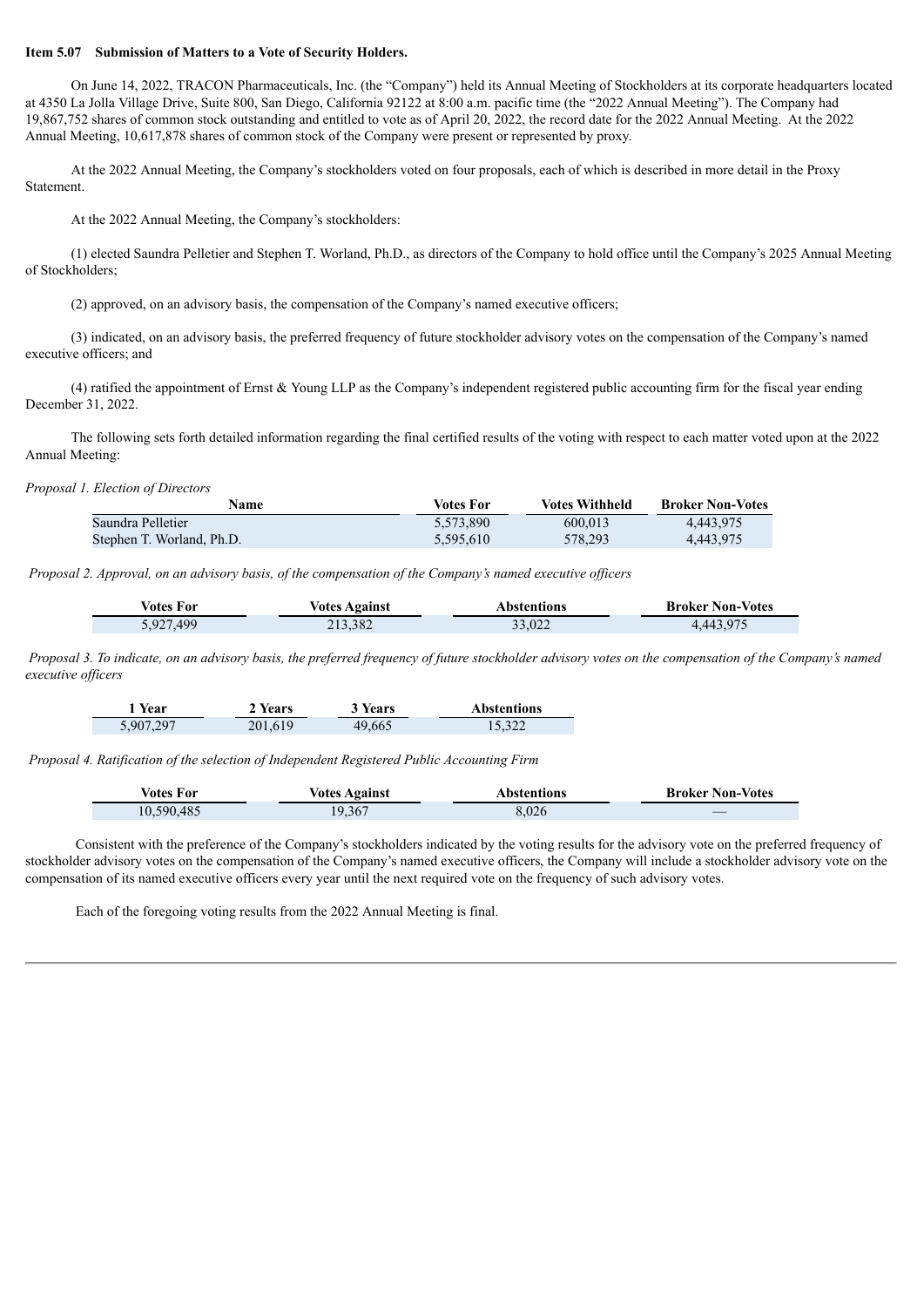**Item 5.07 Submission of Matters to a Vote of Security Holders.**

On June 14, 2022, TRACON Pharmaceuticals, Inc. (the "Company") held its Annual Meeting of Stockholders at its corporate headquarters located at 4350 La Jolla Village Drive, Suite 800, San Diego, California 92122 at 8:00 a.m. pacific time (the "2022 Annual Meeting"). The Company had 19,867,752 shares of common stock outstanding and entitled to vote as of April 20, 2022, the record date for the 2022 Annual Meeting. At the 2022 Annual Meeting, 10,617,878 shares of common stock of the Company were present or represented by proxy.

At the 2022 Annual Meeting, the Company's stockholders voted on four proposals, each of which is described in more detail in the Proxy Statement.

At the 2022 Annual Meeting, the Company's stockholders:

(1) elected Saundra Pelletier and Stephen T. Worland, Ph.D., as directors of the Company to hold office until the Company's 2025 Annual Meeting of Stockholders;

(2) approved, on an advisory basis, the compensation of the Company's named executive officers;

(3) indicated, on an advisory basis, the preferred frequency of future stockholder advisory votes on the compensation of the Company's named executive officers; and

(4) ratified the appointment of Ernst & Young LLP as the Company's independent registered public accounting firm for the fiscal year ending December 31, 2022.

The following sets forth detailed information regarding the final certified results of the voting with respect to each matter voted upon at the 2022 Annual Meeting:

*Proposal 1. Election of Directors*

| Name | Votes For | Votes Withheld | Broker Non-Votes |
|---|---|---|---|
| Saundra Pelletier | 5,573,890 | 600,013 | 4,443,975 |
| Stephen T. Worland, Ph.D. | 5,595,610 | 578,293 | 4,443,975 |

*Proposal 2. Approval, on an advisory basis, of the compensation of the Company's named executive officers*

| Votes For | Votes Against | Abstentions | Broker Non-Votes |
|---|---|---|---|
| 5,927,499 | 213,382 | 33,022 | 4,443,975 |

*Proposal 3. To indicate, on an advisory basis, the preferred frequency of future stockholder advisory votes on the compensation of the Company's named executive officers*

| 1 Year | 2 Years | 3 Years | Abstentions |
|---|---|---|---|
| 5,907,297 | 201,619 | 49,665 | 15,322 |

*Proposal 4. Ratification of the selection of Independent Registered Public Accounting Firm*

| Votes For | Votes Against | Abstentions | Broker Non-Votes |
|---|---|---|---|
| 10,590,485 | 19,367 | 8,026 | — |

Consistent with the preference of the Company's stockholders indicated by the voting results for the advisory vote on the preferred frequency of stockholder advisory votes on the compensation of the Company's named executive officers, the Company will include a stockholder advisory vote on the compensation of its named executive officers every year until the next required vote on the frequency of such advisory votes.

Each of the foregoing voting results from the 2022 Annual Meeting is final.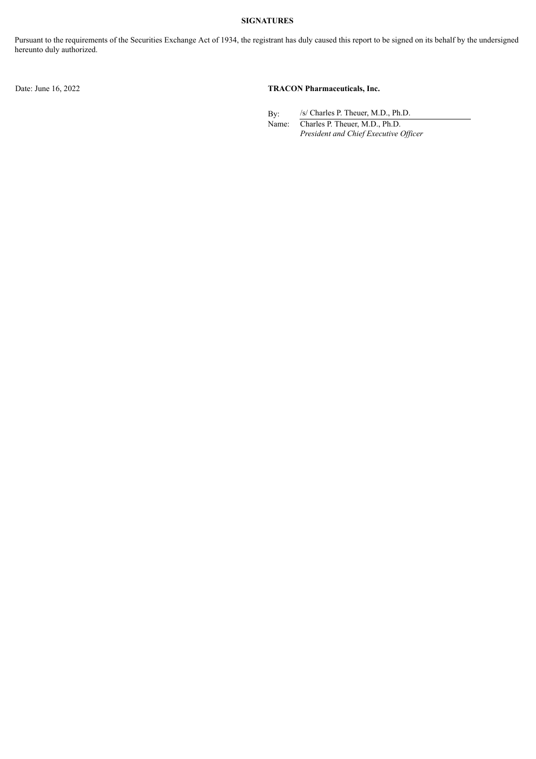**SIGNATURES**

Pursuant to the requirements of the Securities Exchange Act of 1934, the registrant has duly caused this report to be signed on its behalf by the undersigned hereunto duly authorized.

Date: June 16, 2022

**TRACON Pharmaceuticals, Inc.**

By: /s/ Charles P. Theuer, M.D., Ph.D.

Name: Charles P. Theuer, M.D., Ph.D.

*President and Chief Executive Officer*